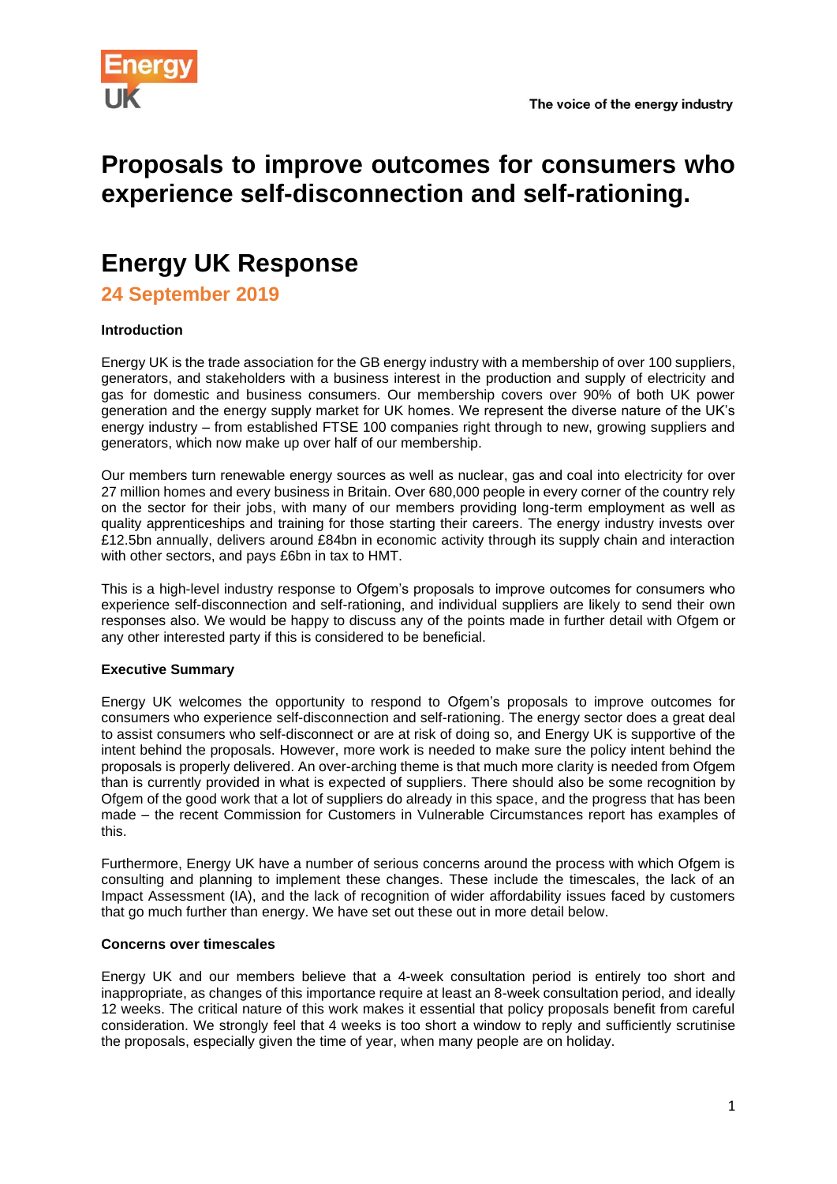# Proposals to improve outcomes for consumers who experience self-disconnection and self-rationing.

## Energy UK Response

### 24 September 2019

**Introduction**

Energy UK is the trade association for the GB energy industry with a membership of over 100 suppliers, generators, and stakeholders with a business interest in the production and supply of electricity and gas for domestic and business consumers. Our membership covers over 90% of both UK power generation and the energy supply market for UK homes. We represent the diverse nature of the UK's energy industry – from established FTSE 100 companies right through to new, growing suppliers and generators, which now make up over half of our membership.

Our members turn renewable energy sources as well as nuclear, gas and coal into electricity for over 27 million homes and every business in Britain. Over 680,000 people in every corner of the country rely on the sector for their jobs, with many of our members providing long-term employment as well as quality apprenticeships and training for those starting their careers. The energy industry invests over £12.5bn annually, delivers around £84bn in economic activity through its supply chain and interaction with other sectors, and pays £6bn in tax to HMT.

This is a high-level industry response to Ofgem's proposals to improve outcomes for consumers who experience self-disconnection and self-rationing, and individual suppliers are likely to send their own responses also. We would be happy to discuss any of the points made in further detail with Ofgem or any other interested party if this is considered to be beneficial.

**Executive Summary**

Energy UK welcomes the opportunity to respond to Ofgem's proposals to improve outcomes for consumers who experience self-disconnection and self-rationing. The energy sector does a great deal to assist consumers who self-disconnect or are at risk of doing so, and Energy UK is supportive of the intent behind the proposals. However, more work is needed to make sure the policy intent behind the proposals is properly delivered. An over-arching theme is that much more clarity is needed from Ofgem than is currently provided in what is expected of suppliers. There should also be some recognition by Ofgem of the good work that a lot of suppliers do already in this space, and the progress that has been made – the recent Commission for Customers in Vulnerable Circumstances report has examples of this.

Furthermore, Energy UK have a number of serious concerns around the process with which Ofgem is consulting and planning to implement these changes. These include the timescales, the lack of an Impact Assessment (IA), and the lack of recognition of wider affordability issues faced by customers that go much further than energy. We have set out these out in more detail below.

**Concerns over timescales**

Energy UK and our members believe that a 4-week consultation period is entirely too short and inappropriate, as changes of this importance require at least an 8-week consultation period, and ideally 12 weeks. The critical nature of this work makes it essential that policy proposals benefit from careful consideration. We strongly feel that 4 weeks is too short a window to reply and sufficiently scrutinise the proposals, especially given the time of year, when many people are on holiday.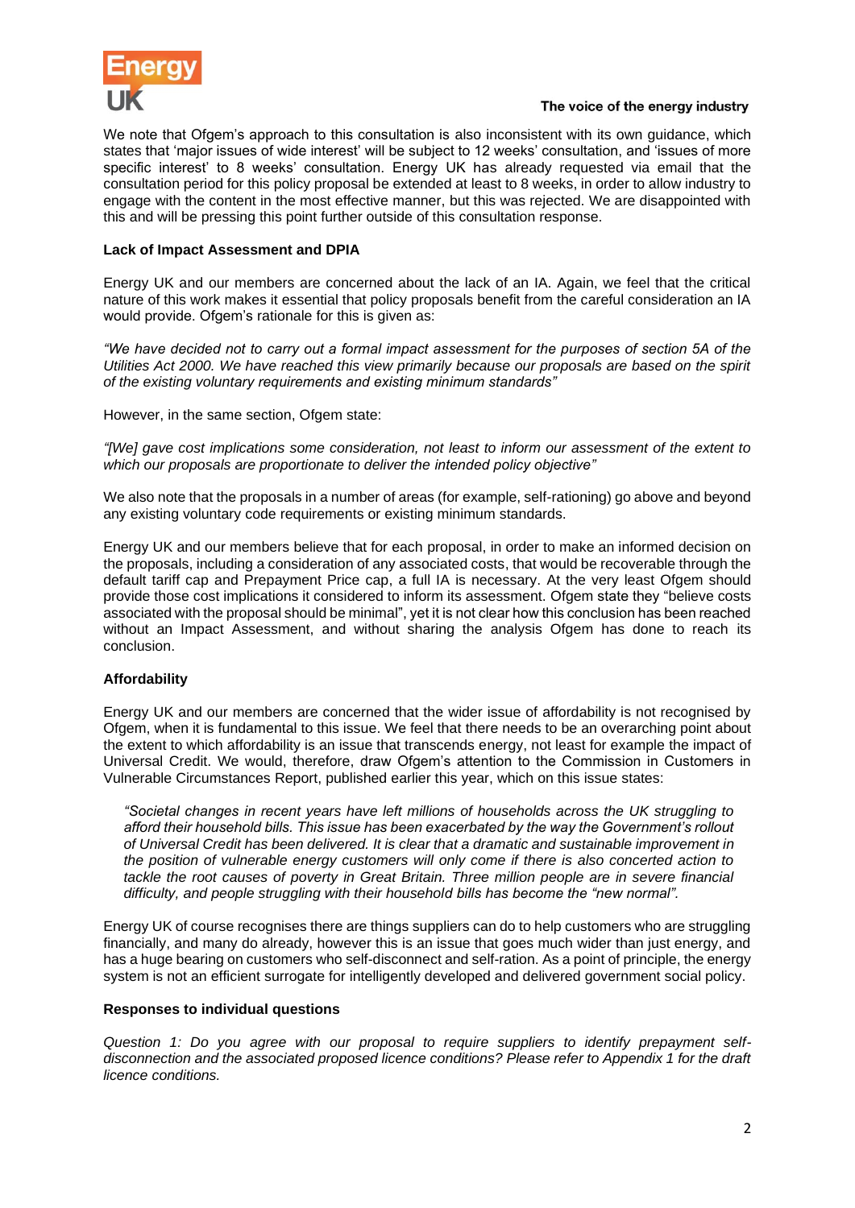We note that Ofgem's approach to this consultation is also inconsistent with its own guidance, which states that 'major issues of wide interest' will be subject to 12 weeks' consultation, and 'issues of more specific interest' to 8 weeks' consultation. Energy UK has already requested via email that the consultation period for this policy proposal be extended at least to 8 weeks, in order to allow industry to engage with the content in the most effective manner, but this was rejected. We are disappointed with this and will be pressing this point further outside of this consultation response.

**Lack of Impact Assessment and DPIA**

Energy UK and our members are concerned about the lack of an IA. Again, we feel that the critical nature of this work makes it essential that policy proposals benefit from the careful consideration an IA would provide. Ofgem's rationale for this is given as:

*"We have decided not to carry out a formal impact assessment for the purposes of section 5A of the Utilities Act 2000. We have reached this view primarily because our proposals are based on the spirit of the existing voluntary requirements and existing minimum standards"*

However, in the same section, Ofgem state:

*"[We] gave cost implications some consideration, not least to inform our assessment of the extent to which our proposals are proportionate to deliver the intended policy objective"*

We also note that the proposals in a number of areas (for example, self-rationing) go above and beyond any existing voluntary code requirements or existing minimum standards.

Energy UK and our members believe that for each proposal, in order to make an informed decision on the proposals, including a consideration of any associated costs, that would be recoverable through the default tariff cap and Prepayment Price cap, a full IA is necessary. At the very least Ofgem should provide those cost implications it considered to inform its assessment. Ofgem state they "believe costs associated with the proposal should be minimal", yet it is not clear how this conclusion has been reached without an Impact Assessment, and without sharing the analysis Ofgem has done to reach its conclusion.

**Affordability**

Energy UK and our members are concerned that the wider issue of affordability is not recognised by Ofgem, when it is fundamental to this issue. We feel that there needs to be an overarching point about the extent to which affordability is an issue that transcends energy, not least for example the impact of Universal Credit. We would, therefore, draw Ofgem's attention to the Commission in Customers in Vulnerable Circumstances Report, published earlier this year, which on this issue states:

> *"Societal changes in recent years have left millions of households across the UK struggling to afford their household bills. This issue has been exacerbated by the way the Government's rollout of Universal Credit has been delivered. It is clear that a dramatic and sustainable improvement in the position of vulnerable energy customers will only come if there is also concerted action to tackle the root causes of poverty in Great Britain. Three million people are in severe financial difficulty, and people struggling with their household bills has become the "new normal".*

Energy UK of course recognises there are things suppliers can do to help customers who are struggling financially, and many do already, however this is an issue that goes much wider than just energy, and has a huge bearing on customers who self-disconnect and self-ration. As a point of principle, the energy system is not an efficient surrogate for intelligently developed and delivered government social policy.

**Responses to individual questions**

*Question 1: Do you agree with our proposal to require suppliers to identify prepayment self-disconnection and the associated proposed licence conditions? Please refer to Appendix 1 for the draft licence conditions.*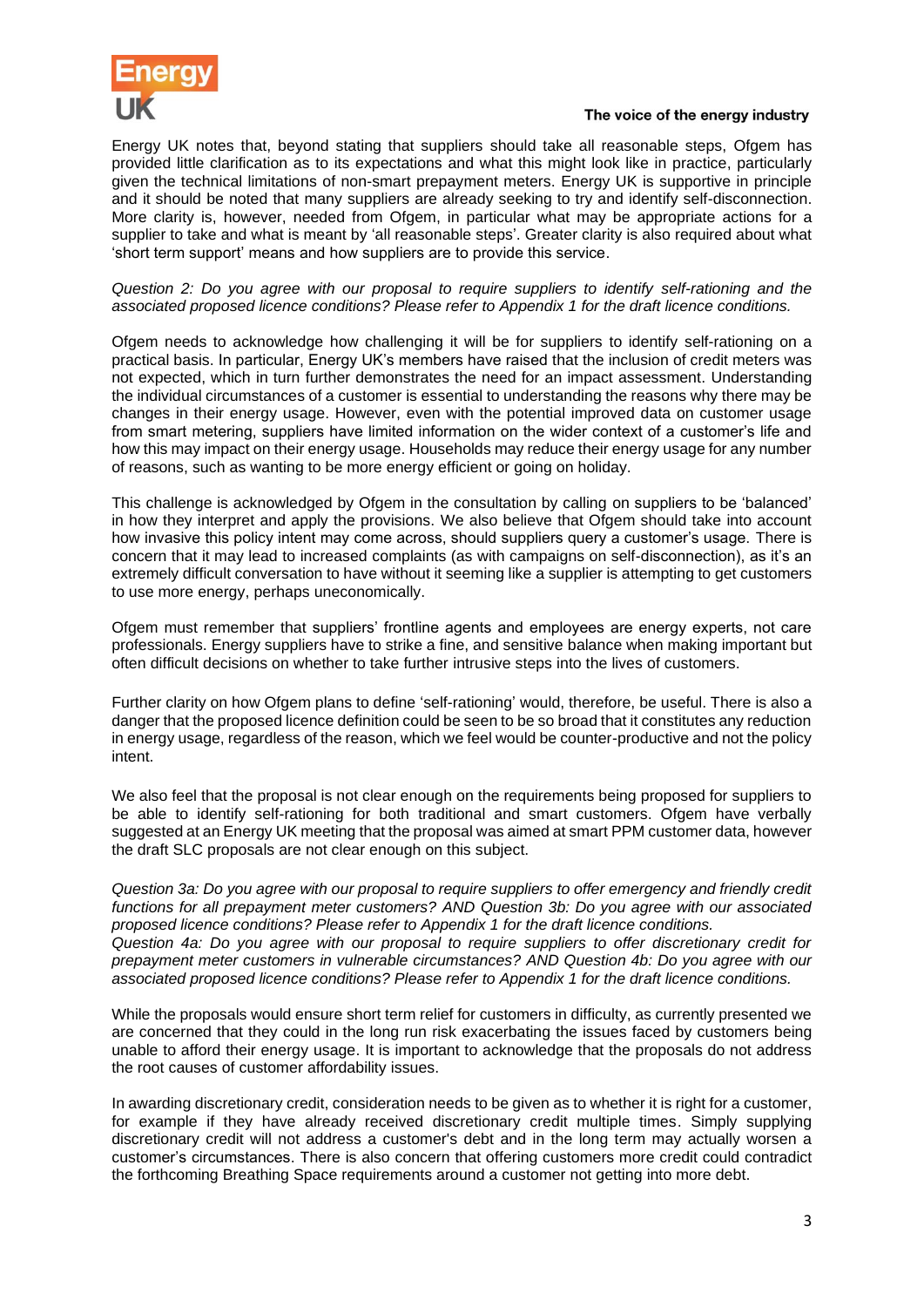Energy UK notes that, beyond stating that suppliers should take all reasonable steps, Ofgem has provided little clarification as to its expectations and what this might look like in practice, particularly given the technical limitations of non-smart prepayment meters. Energy UK is supportive in principle and it should be noted that many suppliers are already seeking to try and identify self-disconnection. More clarity is, however, needed from Ofgem, in particular what may be appropriate actions for a supplier to take and what is meant by 'all reasonable steps'. Greater clarity is also required about what 'short term support' means and how suppliers are to provide this service.

*Question 2: Do you agree with our proposal to require suppliers to identify self-rationing and the associated proposed licence conditions? Please refer to Appendix 1 for the draft licence conditions.*

Ofgem needs to acknowledge how challenging it will be for suppliers to identify self-rationing on a practical basis. In particular, Energy UK's members have raised that the inclusion of credit meters was not expected, which in turn further demonstrates the need for an impact assessment. Understanding the individual circumstances of a customer is essential to understanding the reasons why there may be changes in their energy usage. However, even with the potential improved data on customer usage from smart metering, suppliers have limited information on the wider context of a customer's life and how this may impact on their energy usage. Households may reduce their energy usage for any number of reasons, such as wanting to be more energy efficient or going on holiday.

This challenge is acknowledged by Ofgem in the consultation by calling on suppliers to be 'balanced' in how they interpret and apply the provisions. We also believe that Ofgem should take into account how invasive this policy intent may come across, should suppliers query a customer's usage. There is concern that it may lead to increased complaints (as with campaigns on self-disconnection), as it's an extremely difficult conversation to have without it seeming like a supplier is attempting to get customers to use more energy, perhaps uneconomically.

Ofgem must remember that suppliers' frontline agents and employees are energy experts, not care professionals. Energy suppliers have to strike a fine, and sensitive balance when making important but often difficult decisions on whether to take further intrusive steps into the lives of customers.

Further clarity on how Ofgem plans to define 'self-rationing' would, therefore, be useful. There is also a danger that the proposed licence definition could be seen to be so broad that it constitutes any reduction in energy usage, regardless of the reason, which we feel would be counter-productive and not the policy intent.

We also feel that the proposal is not clear enough on the requirements being proposed for suppliers to be able to identify self-rationing for both traditional and smart customers. Ofgem have verbally suggested at an Energy UK meeting that the proposal was aimed at smart PPM customer data, however the draft SLC proposals are not clear enough on this subject.

*Question 3a: Do you agree with our proposal to require suppliers to offer emergency and friendly credit functions for all prepayment meter customers? AND Question 3b: Do you agree with our associated proposed licence conditions? Please refer to Appendix 1 for the draft licence conditions.*
*Question 4a: Do you agree with our proposal to require suppliers to offer discretionary credit for prepayment meter customers in vulnerable circumstances? AND Question 4b: Do you agree with our associated proposed licence conditions? Please refer to Appendix 1 for the draft licence conditions.*

While the proposals would ensure short term relief for customers in difficulty, as currently presented we are concerned that they could in the long run risk exacerbating the issues faced by customers being unable to afford their energy usage. It is important to acknowledge that the proposals do not address the root causes of customer affordability issues.

In awarding discretionary credit, consideration needs to be given as to whether it is right for a customer, for example if they have already received discretionary credit multiple times. Simply supplying discretionary credit will not address a customer's debt and in the long term may actually worsen a customer's circumstances. There is also concern that offering customers more credit could contradict the forthcoming Breathing Space requirements around a customer not getting into more debt.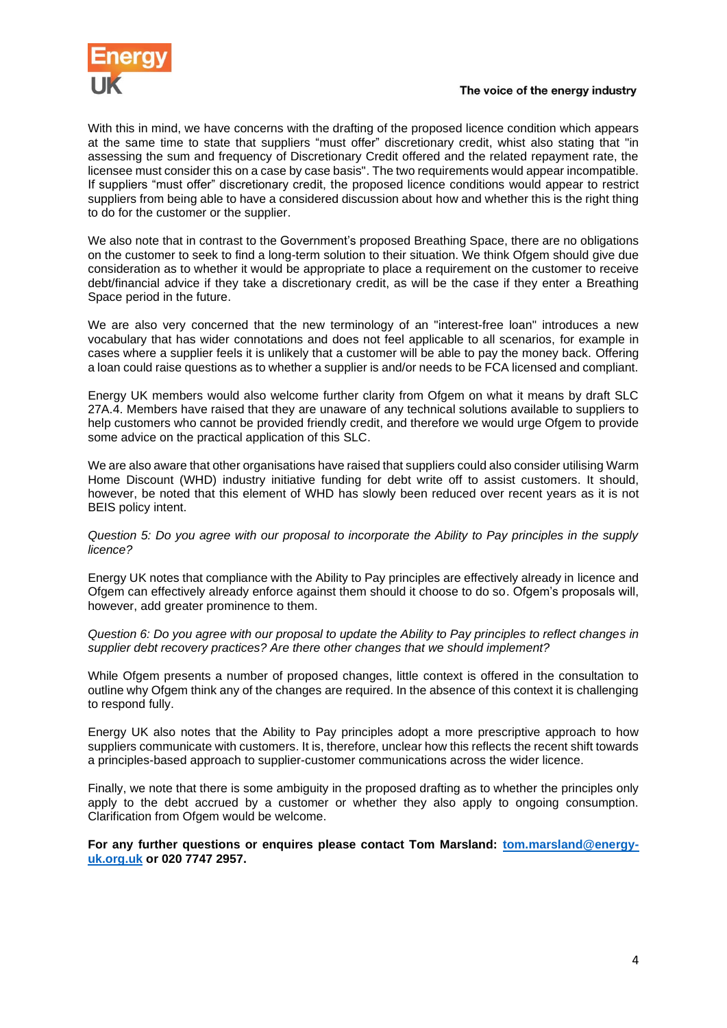With this in mind, we have concerns with the drafting of the proposed licence condition which appears at the same time to state that suppliers "must offer" discretionary credit, whilst also stating that "in assessing the sum and frequency of Discretionary Credit offered and the related repayment rate, the licensee must consider this on a case by case basis". The two requirements would appear incompatible. If suppliers "must offer" discretionary credit, the proposed licence conditions would appear to restrict suppliers from being able to have a considered discussion about how and whether this is the right thing to do for the customer or the supplier.

We also note that in contrast to the Government's proposed Breathing Space, there are no obligations on the customer to seek to find a long-term solution to their situation. We think Ofgem should give due consideration as to whether it would be appropriate to place a requirement on the customer to receive debt/financial advice if they take a discretionary credit, as will be the case if they enter a Breathing Space period in the future.

We are also very concerned that the new terminology of an "interest-free loan" introduces a new vocabulary that has wider connotations and does not feel applicable to all scenarios, for example in cases where a supplier feels it is unlikely that a customer will be able to pay the money back. Offering a loan could raise questions as to whether a supplier is and/or needs to be FCA licensed and compliant.

Energy UK members would also welcome further clarity from Ofgem on what it means by draft SLC 27A.4. Members have raised that they are unaware of any technical solutions available to suppliers to help customers who cannot be provided friendly credit, and therefore we would urge Ofgem to provide some advice on the practical application of this SLC.

We are also aware that other organisations have raised that suppliers could also consider utilising Warm Home Discount (WHD) industry initiative funding for debt write off to assist customers. It should, however, be noted that this element of WHD has slowly been reduced over recent years as it is not BEIS policy intent.

*Question 5: Do you agree with our proposal to incorporate the Ability to Pay principles in the supply licence?*

Energy UK notes that compliance with the Ability to Pay principles are effectively already in licence and Ofgem can effectively already enforce against them should it choose to do so. Ofgem's proposals will, however, add greater prominence to them.

*Question 6: Do you agree with our proposal to update the Ability to Pay principles to reflect changes in supplier debt recovery practices? Are there other changes that we should implement?*

While Ofgem presents a number of proposed changes, little context is offered in the consultation to outline why Ofgem think any of the changes are required. In the absence of this context it is challenging to respond fully.

Energy UK also notes that the Ability to Pay principles adopt a more prescriptive approach to how suppliers communicate with customers. It is, therefore, unclear how this reflects the recent shift towards a principles-based approach to supplier-customer communications across the wider licence.

Finally, we note that there is some ambiguity in the proposed drafting as to whether the principles only apply to the debt accrued by a customer or whether they also apply to ongoing consumption. Clarification from Ofgem would be welcome.

**For any further questions or enquires please contact Tom Marsland: [tom.marsland@energy-uk.org.uk](mailto:tom.marsland@energy-uk.org.uk) or 020 7747 2957.**